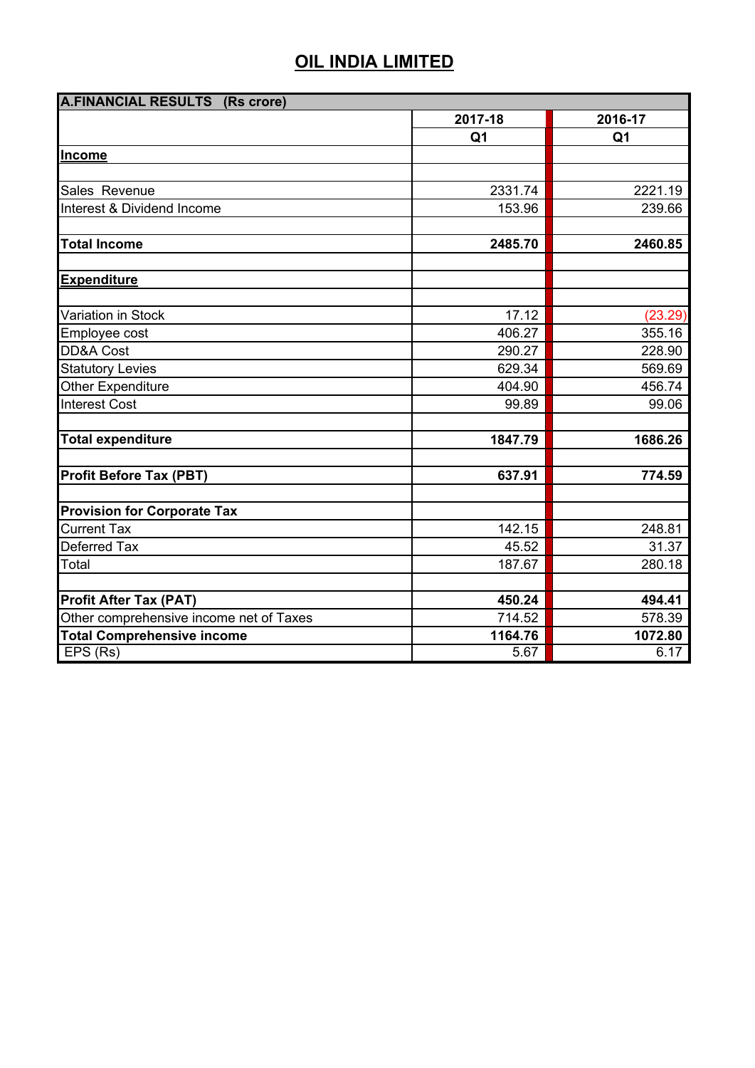# OIL INDIA LIMITED

| A.FINANCIAL RESULTS (Rs crore) | | |
|---|---|---|
| | 2017-18 | 2016-17 |
| | Q1 | Q1 |
| **Income** | | |
| | | |
| Sales Revenue | 2331.74 | 2221.19 |
| Interest & Dividend Income | 153.96 | 239.66 |
| | | |
| **Total Income** | **2485.70** | **2460.85** |
| | | |
| **Expenditure** | | |
| | | |
| Variation in Stock | 17.12 | (23.29) |
| Employee cost | 406.27 | 355.16 |
| DD&A Cost | 290.27 | 228.90 |
| Statutory Levies | 629.34 | 569.69 |
| Other Expenditure | 404.90 | 456.74 |
| Interest Cost | 99.89 | 99.06 |
| | | |
| **Total expenditure** | **1847.79** | **1686.26** |
| | | |
| **Profit Before Tax (PBT)** | **637.91** | **774.59** |
| | | |
| **Provision for Corporate Tax** | | |
| Current Tax | 142.15 | 248.81 |
| Deferred Tax | 45.52 | 31.37 |
| Total | 187.67 | 280.18 |
| | | |
| **Profit After Tax (PAT)** | **450.24** | **494.41** |
| Other comprehensive income net of Taxes | 714.52 | 578.39 |
| **Total Comprehensive income** | **1164.76** | **1072.80** |
| EPS (Rs) | 5.67 | 6.17 |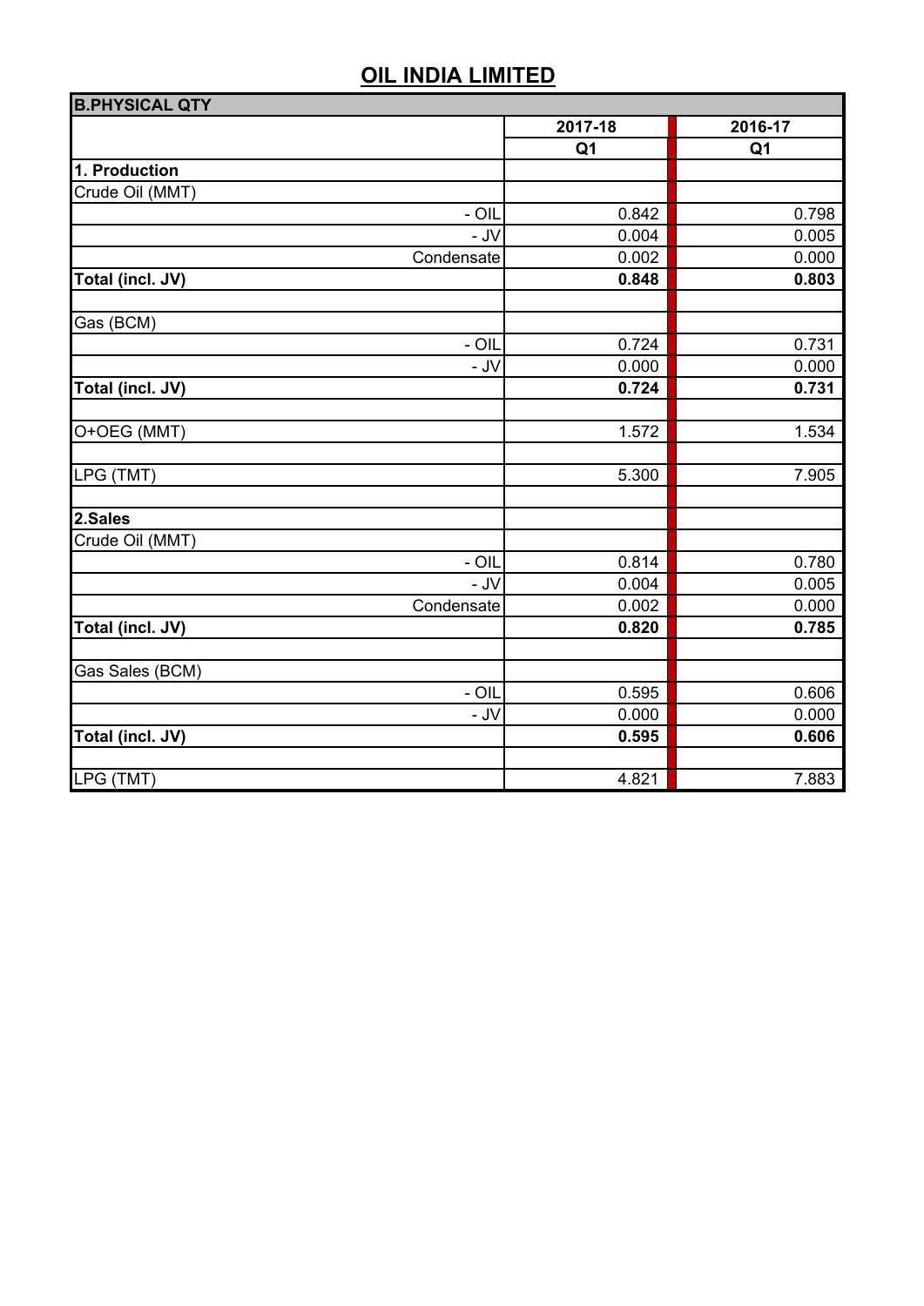# OIL INDIA LIMITED

| B.PHYSICAL QTY | | |
|---|---|---|
| | 2017-18 | 2016-17 |
| | Q1 | Q1 |
| **1. Production** | | |
| Crude Oil (MMT) | | |
| - OIL | 0.842 | 0.798 |
| - JV | 0.004 | 0.005 |
| Condensate | 0.002 | 0.000 |
| **Total (incl. JV)** | **0.848** | **0.803** |
| | | |
| Gas (BCM) | | |
| - OIL | 0.724 | 0.731 |
| - JV | 0.000 | 0.000 |
| **Total (incl. JV)** | **0.724** | **0.731** |
| | | |
| O+OEG (MMT) | 1.572 | 1.534 |
| | | |
| LPG (TMT) | 5.300 | 7.905 |
| | | |
| **2.Sales** | | |
| Crude Oil (MMT) | | |
| - OIL | 0.814 | 0.780 |
| - JV | 0.004 | 0.005 |
| Condensate | 0.002 | 0.000 |
| **Total (incl. JV)** | **0.820** | **0.785** |
| | | |
| Gas Sales (BCM) | | |
| - OIL | 0.595 | 0.606 |
| - JV | 0.000 | 0.000 |
| **Total (incl. JV)** | **0.595** | **0.606** |
| | | |
| LPG (TMT) | 4.821 | 7.883 |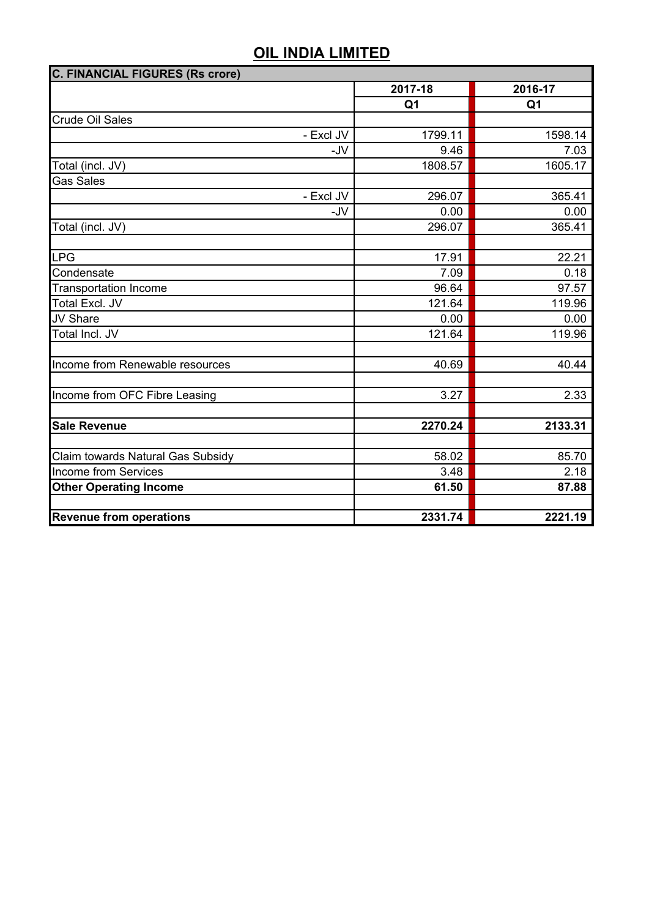# OIL INDIA LIMITED

| C. FINANCIAL FIGURES (Rs crore) | 2017-18 | 2016-17 |
|---|---|---|
| | Q1 | Q1 |
| Crude Oil Sales | | |
| - Excl JV | 1799.11 | 1598.14 |
| -JV | 9.46 | 7.03 |
| Total (incl. JV) | 1808.57 | 1605.17 |
| Gas Sales | | |
| - Excl JV | 296.07 | 365.41 |
| -JV | 0.00 | 0.00 |
| Total (incl. JV) | 296.07 | 365.41 |
| | | |
| LPG | 17.91 | 22.21 |
| Condensate | 7.09 | 0.18 |
| Transportation Income | 96.64 | 97.57 |
| Total Excl. JV | 121.64 | 119.96 |
| JV Share | 0.00 | 0.00 |
| Total Incl. JV | 121.64 | 119.96 |
| | | |
| Income from Renewable resources | 40.69 | 40.44 |
| | | |
| Income from OFC Fibre Leasing | 3.27 | 2.33 |
| | | |
| **Sale Revenue** | **2270.24** | **2133.31** |
| | | |
| Claim towards Natural Gas Subsidy | 58.02 | 85.70 |
| Income from Services | 3.48 | 2.18 |
| **Other Operating Income** | **61.50** | **87.88** |
| | | |
| **Revenue from operations** | **2331.74** | **2221.19** |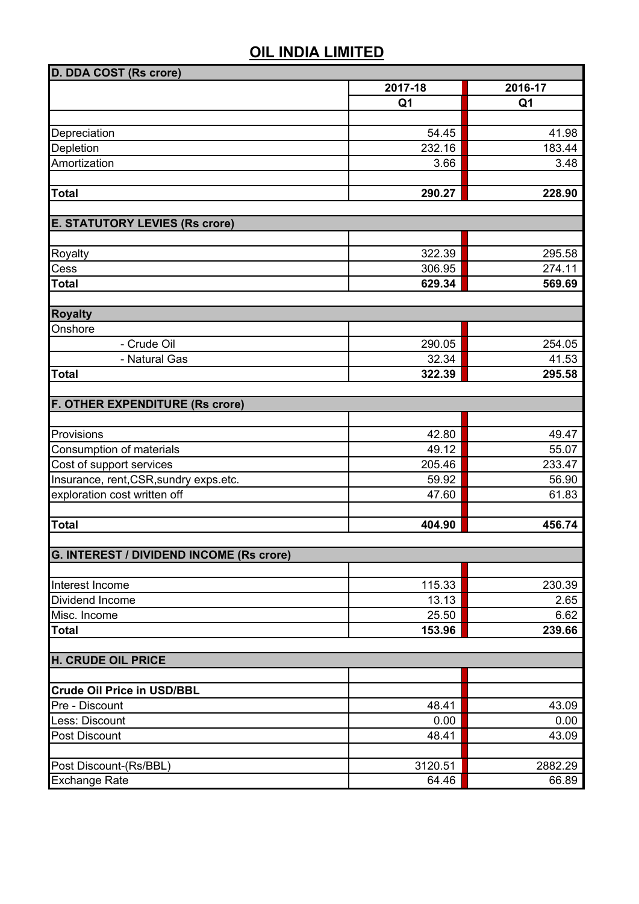# OIL INDIA LIMITED

| D. DDA COST (Rs crore) | | |
|---|---|---|
| | 2017-18 | 2016-17 |
| | Q1 | Q1 |
| | | |
| Depreciation | 54.45 | 41.98 |
| Depletion | 232.16 | 183.44 |
| Amortization | 3.66 | 3.48 |
| | | |
| **Total** | **290.27** | **228.90** |
| | | |
| **E. STATUTORY LEVIES (Rs crore)** | | |
| | | |
| Royalty | 322.39 | 295.58 |
| Cess | 306.95 | 274.11 |
| **Total** | **629.34** | **569.69** |
| | | |
| **Royalty** | | |
| Onshore | | |
| - Crude Oil | 290.05 | 254.05 |
| - Natural Gas | 32.34 | 41.53 |
| **Total** | **322.39** | **295.58** |
| | | |
| **F. OTHER EXPENDITURE (Rs crore)** | | |
| | | |
| Provisions | 42.80 | 49.47 |
| Consumption of materials | 49.12 | 55.07 |
| Cost of support services | 205.46 | 233.47 |
| Insurance, rent,CSR,sundry exps.etc. | 59.92 | 56.90 |
| exploration cost written off | 47.60 | 61.83 |
| | | |
| **Total** | **404.90** | **456.74** |
| | | |
| **G. INTEREST / DIVIDEND INCOME (Rs crore)** | | |
| | | |
| Interest Income | 115.33 | 230.39 |
| Dividend Income | 13.13 | 2.65 |
| Misc. Income | 25.50 | 6.62 |
| **Total** | **153.96** | **239.66** |
| | | |
| **H. CRUDE OIL PRICE** | | |
| | | |
| **Crude Oil Price in USD/BBL** | | |
| Pre - Discount | 48.41 | 43.09 |
| Less: Discount | 0.00 | 0.00 |
| Post Discount | 48.41 | 43.09 |
| | | |
| Post Discount-(Rs/BBL) | 3120.51 | 2882.29 |
| Exchange Rate | 64.46 | 66.89 |